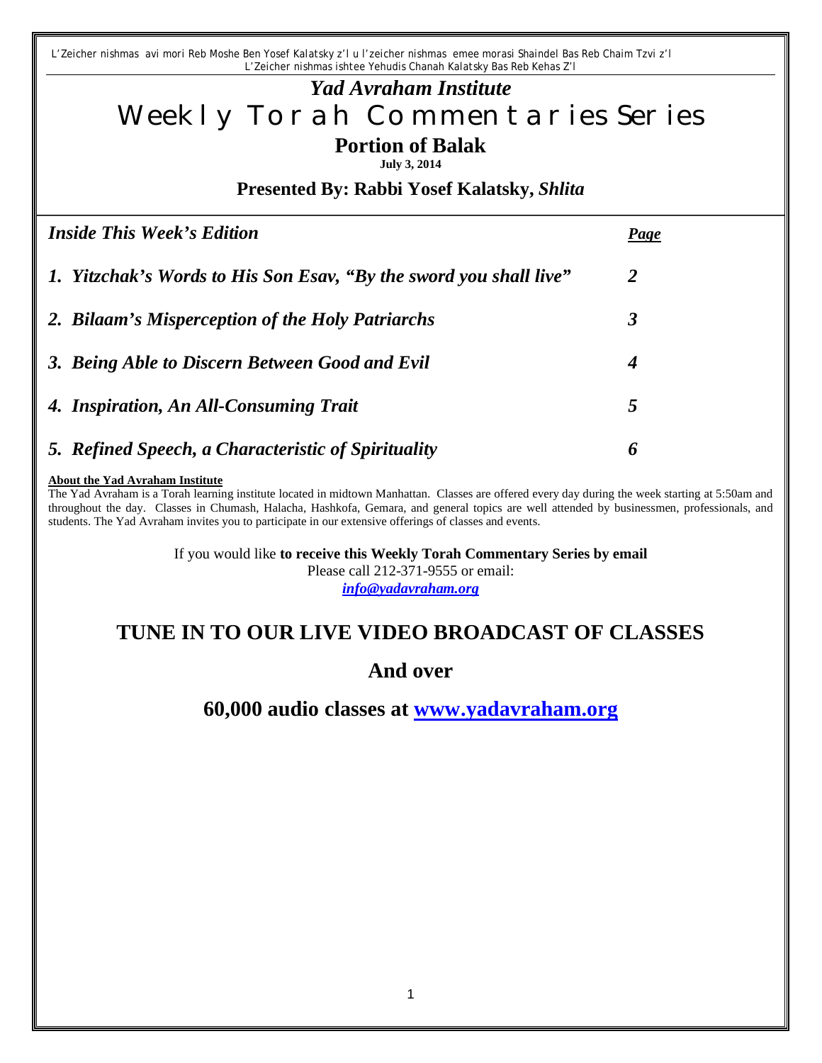L'Zeicher nishmas avi mori Reb Moshe Ben Yosef Kalatsky z'l u l'zeicher nishmas emee morasi Shaindel Bas Reb Chaim Tzvi z'l
L'Zeicher nishmas ishtee Yehudis Chanah Kalatsky Bas Reb Kehas Z'l

# *Yad Avraham Institute*

# Weekly Torah Commentaries Series

## Portion of Balak

**July 3, 2014**

### Presented By: Rabbi Yosef Kalatsky, *Shlita*

| ***Inside This Week's Edition*** | ***Page*** |
|---|---|
| ***1. Yitzchak's Words to His Son Esav, "By the sword you shall live"*** | ***2*** |
| ***2. Bilaam's Misperception of the Holy Patriarchs*** | ***3*** |
| ***3. Being Able to Discern Between Good and Evil*** | ***4*** |
| ***4. Inspiration, An All-Consuming Trait*** | ***5*** |
| ***5. Refined Speech, a Characteristic of Spirituality*** | ***6*** |

**About the Yad Avraham Institute**

The Yad Avraham is a Torah learning institute located in midtown Manhattan. Classes are offered every day during the week starting at 5:50am and throughout the day. Classes in Chumash, Halacha, Hashkofa, Gemara, and general topics are well attended by businessmen, professionals, and students. The Yad Avraham invites you to participate in our extensive offerings of classes and events.

If you would like **to receive this Weekly Torah Commentary Series by email**
Please call 212-371-9555 or email:
***info@yadavraham.org***

## TUNE IN TO OUR LIVE VIDEO BROADCAST OF CLASSES

## And over

## 60,000 audio classes at www.yadavraham.org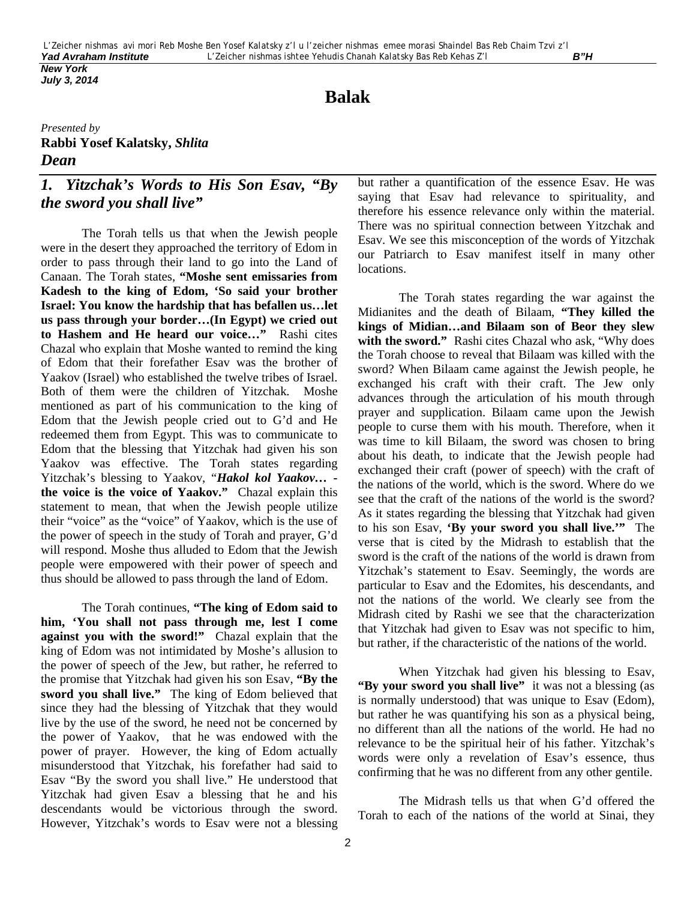# Balak

*Presented by*
**Rabbi Yosef Kalatsky,** ***Shlita***
***Dean***

## *1. Yitzchak's Words to His Son Esav, "By the sword you shall live"*

The Torah tells us that when the Jewish people were in the desert they approached the territory of Edom in order to pass through their land to go into the Land of Canaan. The Torah states, **"Moshe sent emissaries from Kadesh to the king of Edom, 'So said your brother Israel: You know the hardship that has befallen us…let us pass through your border…(In Egypt) we cried out to Hashem and He heard our voice…"** Rashi cites Chazal who explain that Moshe wanted to remind the king of Edom that their forefather Esav was the brother of Yaakov (Israel) who established the twelve tribes of Israel. Both of them were the children of Yitzchak. Moshe mentioned as part of his communication to the king of Edom that the Jewish people cried out to G'd and He redeemed them from Egypt. This was to communicate to Edom that the blessing that Yitzchak had given his son Yaakov was effective. The Torah states regarding Yitzchak's blessing to Yaakov, "***Hakol kol Yaakov…*** **- the voice is the voice of Yaakov."** Chazal explain this statement to mean, that when the Jewish people utilize their "voice" as the "voice" of Yaakov, which is the use of the power of speech in the study of Torah and prayer, G'd will respond. Moshe thus alluded to Edom that the Jewish people were empowered with their power of speech and thus should be allowed to pass through the land of Edom.

The Torah continues, **"The king of Edom said to him, 'You shall not pass through me, lest I come against you with the sword!"** Chazal explain that the king of Edom was not intimidated by Moshe's allusion to the power of speech of the Jew, but rather, he referred to the promise that Yitzchak had given his son Esav, **"By the sword you shall live."** The king of Edom believed that since they had the blessing of Yitzchak that they would live by the use of the sword, he need not be concerned by the power of Yaakov, that he was endowed with the power of prayer. However, the king of Edom actually misunderstood that Yitzchak, his forefather had said to Esav "By the sword you shall live." He understood that Yitzchak had given Esav a blessing that he and his descendants would be victorious through the sword. However, Yitzchak's words to Esav were not a blessing but rather a quantification of the essence Esav. He was saying that Esav had relevance to spirituality, and therefore his essence relevance only within the material. There was no spiritual connection between Yitzchak and Esav. We see this misconception of the words of Yitzchak our Patriarch to Esav manifest itself in many other locations.

The Torah states regarding the war against the Midianites and the death of Bilaam, **"They killed the kings of Midian…and Bilaam son of Beor they slew with the sword."** Rashi cites Chazal who ask, "Why does the Torah choose to reveal that Bilaam was killed with the sword? When Bilaam came against the Jewish people, he exchanged his craft with their craft. The Jew only advances through the articulation of his mouth through prayer and supplication. Bilaam came upon the Jewish people to curse them with his mouth. Therefore, when it was time to kill Bilaam, the sword was chosen to bring about his death, to indicate that the Jewish people had exchanged their craft (power of speech) with the craft of the nations of the world, which is the sword. Where do we see that the craft of the nations of the world is the sword? As it states regarding the blessing that Yitzchak had given to his son Esav, **'By your sword you shall live.'"** The verse that is cited by the Midrash to establish that the sword is the craft of the nations of the world is drawn from Yitzchak's statement to Esav. Seemingly, the words are particular to Esav and the Edomites, his descendants, and not the nations of the world. We clearly see from the Midrash cited by Rashi we see that the characterization that Yitzchak had given to Esav was not specific to him, but rather, if the characteristic of the nations of the world.

When Yitzchak had given his blessing to Esav, **"By your sword you shall live"** it was not a blessing (as is normally understood) that was unique to Esav (Edom), but rather he was quantifying his son as a physical being, no different than all the nations of the world. He had no relevance to be the spiritual heir of his father. Yitzchak's words were only a revelation of Esav's essence, thus confirming that he was no different from any other gentile.

The Midrash tells us that when G'd offered the Torah to each of the nations of the world at Sinai, they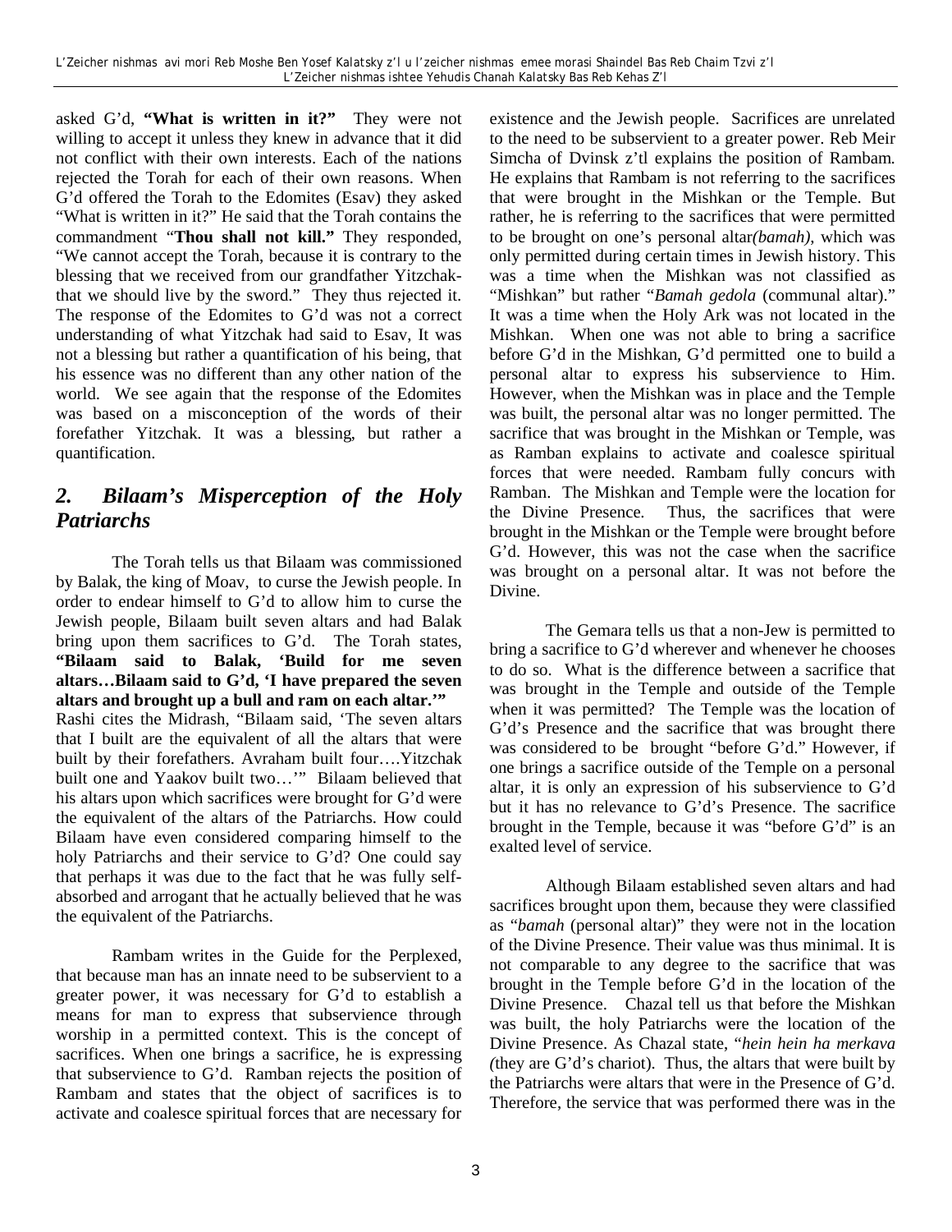asked G'd, **"What is written in it?"** They were not willing to accept it unless they knew in advance that it did not conflict with their own interests. Each of the nations rejected the Torah for each of their own reasons. When G'd offered the Torah to the Edomites (Esav) they asked "What is written in it?" He said that the Torah contains the commandment "**Thou shall not kill."** They responded, "We cannot accept the Torah, because it is contrary to the blessing that we received from our grandfather Yitzchak- that we should live by the sword." They thus rejected it. The response of the Edomites to G'd was not a correct understanding of what Yitzchak had said to Esav, It was not a blessing but rather a quantification of his being, that his essence was no different than any other nation of the world. We see again that the response of the Edomites was based on a misconception of the words of their forefather Yitzchak. It was a blessing, but rather a quantification.

## *2. Bilaam's Misperception of the Holy Patriarchs*

The Torah tells us that Bilaam was commissioned by Balak, the king of Moav, to curse the Jewish people. In order to endear himself to G'd to allow him to curse the Jewish people, Bilaam built seven altars and had Balak bring upon them sacrifices to G'd. The Torah states, **"Bilaam said to Balak, 'Build for me seven altars…Bilaam said to G'd, 'I have prepared the seven altars and brought up a bull and ram on each altar.'"** Rashi cites the Midrash, "Bilaam said, 'The seven altars that I built are the equivalent of all the altars that were built by their forefathers. Avraham built four….Yitzchak built one and Yaakov built two…'" Bilaam believed that his altars upon which sacrifices were brought for G'd were the equivalent of the altars of the Patriarchs. How could Bilaam have even considered comparing himself to the holy Patriarchs and their service to G'd? One could say that perhaps it was due to the fact that he was fully self-absorbed and arrogant that he actually believed that he was the equivalent of the Patriarchs.

Rambam writes in the Guide for the Perplexed, that because man has an innate need to be subservient to a greater power, it was necessary for G'd to establish a means for man to express that subservience through worship in a permitted context. This is the concept of sacrifices. When one brings a sacrifice, he is expressing that subservience to G'd. Ramban rejects the position of Rambam and states that the object of sacrifices is to activate and coalesce spiritual forces that are necessary for existence and the Jewish people. Sacrifices are unrelated to the need to be subservient to a greater power. Reb Meir Simcha of Dvinsk z'tl explains the position of Rambam. He explains that Rambam is not referring to the sacrifices that were brought in the Mishkan or the Temple. But rather, he is referring to the sacrifices that were permitted to be brought on one's personal altar*(bamah)*, which was only permitted during certain times in Jewish history. This was a time when the Mishkan was not classified as "Mishkan" but rather "*Bamah gedola* (communal altar)." It was a time when the Holy Ark was not located in the Mishkan. When one was not able to bring a sacrifice before G'd in the Mishkan, G'd permitted one to build a personal altar to express his subservience to Him. However, when the Mishkan was in place and the Temple was built, the personal altar was no longer permitted. The sacrifice that was brought in the Mishkan or Temple, was as Ramban explains to activate and coalesce spiritual forces that were needed. Rambam fully concurs with Ramban. The Mishkan and Temple were the location for the Divine Presence. Thus, the sacrifices that were brought in the Mishkan or the Temple were brought before G'd. However, this was not the case when the sacrifice was brought on a personal altar. It was not before the Divine.

The Gemara tells us that a non-Jew is permitted to bring a sacrifice to G'd wherever and whenever he chooses to do so. What is the difference between a sacrifice that was brought in the Temple and outside of the Temple when it was permitted? The Temple was the location of G'd's Presence and the sacrifice that was brought there was considered to be brought "before G'd." However, if one brings a sacrifice outside of the Temple on a personal altar, it is only an expression of his subservience to G'd but it has no relevance to G'd's Presence. The sacrifice brought in the Temple, because it was "before G'd" is an exalted level of service.

Although Bilaam established seven altars and had sacrifices brought upon them, because they were classified as "*bamah* (personal altar)" they were not in the location of the Divine Presence. Their value was thus minimal. It is not comparable to any degree to the sacrifice that was brought in the Temple before G'd in the location of the Divine Presence. Chazal tell us that before the Mishkan was built, the holy Patriarchs were the location of the Divine Presence. As Chazal state, "*hein hein ha merkava (*they are G'd's chariot). Thus, the altars that were built by the Patriarchs were altars that were in the Presence of G'd. Therefore, the service that was performed there was in the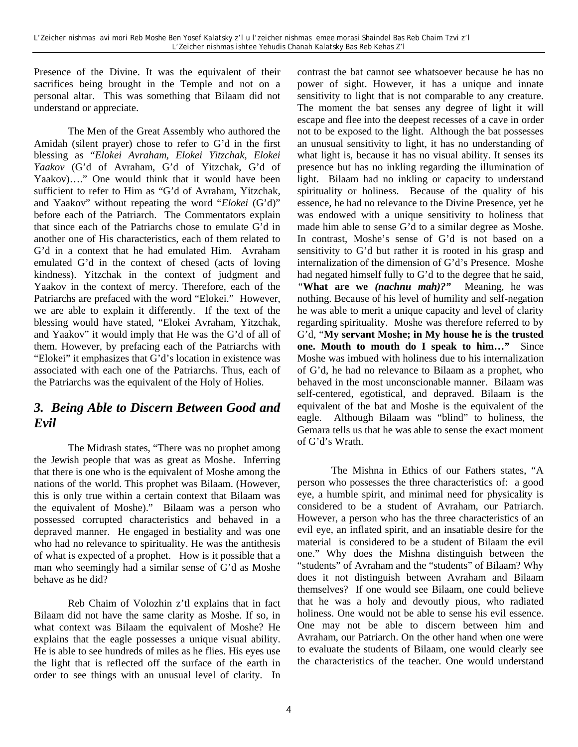Presence of the Divine. It was the equivalent of their sacrifices being brought in the Temple and not on a personal altar. This was something that Bilaam did not understand or appreciate.

The Men of the Great Assembly who authored the Amidah (silent prayer) chose to refer to G'd in the first blessing as "*Elokei Avraham, Elokei Yitzchak, Elokei Yaakov* (G'd of Avraham, G'd of Yitzchak, G'd of Yaakov)…." One would think that it would have been sufficient to refer to Him as "G'd of Avraham, Yitzchak, and Yaakov" without repeating the word "*Elokei* (G'd)" before each of the Patriarch. The Commentators explain that since each of the Patriarchs chose to emulate G'd in another one of His characteristics, each of them related to G'd in a context that he had emulated Him. Avraham emulated G'd in the context of chesed (acts of loving kindness). Yitzchak in the context of judgment and Yaakov in the context of mercy. Therefore, each of the Patriarchs are prefaced with the word "Elokei." However, we are able to explain it differently. If the text of the blessing would have stated, "Elokei Avraham, Yitzchak, and Yaakov" it would imply that He was the G'd of all of them. However, by prefacing each of the Patriarchs with "Elokei" it emphasizes that G'd's location in existence was associated with each one of the Patriarchs. Thus, each of the Patriarchs was the equivalent of the Holy of Holies.

## *3. Being Able to Discern Between Good and Evil*

The Midrash states, "There was no prophet among the Jewish people that was as great as Moshe. Inferring that there is one who is the equivalent of Moshe among the nations of the world. This prophet was Bilaam. (However, this is only true within a certain context that Bilaam was the equivalent of Moshe)." Bilaam was a person who possessed corrupted characteristics and behaved in a depraved manner. He engaged in bestiality and was one who had no relevance to spirituality. He was the antithesis of what is expected of a prophet. How is it possible that a man who seemingly had a similar sense of G'd as Moshe behave as he did?

Reb Chaim of Volozhin z'tl explains that in fact Bilaam did not have the same clarity as Moshe. If so, in what context was Bilaam the equivalent of Moshe? He explains that the eagle possesses a unique visual ability. He is able to see hundreds of miles as he flies. His eyes use the light that is reflected off the surface of the earth in order to see things with an unusual level of clarity. In contrast the bat cannot see whatsoever because he has no power of sight. However, it has a unique and innate sensitivity to light that is not comparable to any creature. The moment the bat senses any degree of light it will escape and flee into the deepest recesses of a cave in order not to be exposed to the light. Although the bat possesses an unusual sensitivity to light, it has no understanding of what light is, because it has no visual ability. It senses its presence but has no inkling regarding the illumination of light. Bilaam had no inkling or capacity to understand spirituality or holiness. Because of the quality of his essence, he had no relevance to the Divine Presence, yet he was endowed with a unique sensitivity to holiness that made him able to sense G'd to a similar degree as Moshe. In contrast, Moshe's sense of G'd is not based on a sensitivity to G'd but rather it is rooted in his grasp and internalization of the dimension of G'd's Presence. Moshe had negated himself fully to G'd to the degree that he said, "**What are we *(nachnu mah)?*"** Meaning, he was nothing. Because of his level of humility and self-negation he was able to merit a unique capacity and level of clarity regarding spirituality. Moshe was therefore referred to by G'd, "**My servant Moshe; in My house he is the trusted one. Mouth to mouth do I speak to him…"** Since Moshe was imbued with holiness due to his internalization of G'd, he had no relevance to Bilaam as a prophet, who behaved in the most unconscionable manner. Bilaam was self-centered, egotistical, and depraved. Bilaam is the equivalent of the bat and Moshe is the equivalent of the eagle. Although Bilaam was "blind" to holiness, the Gemara tells us that he was able to sense the exact moment of G'd's Wrath.

The Mishna in Ethics of our Fathers states, "A person who possesses the three characteristics of: a good eye, a humble spirit, and minimal need for physicality is considered to be a student of Avraham, our Patriarch. However, a person who has the three characteristics of an evil eye, an inflated spirit, and an insatiable desire for the material is considered to be a student of Bilaam the evil one." Why does the Mishna distinguish between the "students" of Avraham and the "students" of Bilaam? Why does it not distinguish between Avraham and Bilaam themselves? If one would see Bilaam, one could believe that he was a holy and devoutly pious, who radiated holiness. One would not be able to sense his evil essence. One may not be able to discern between him and Avraham, our Patriarch. On the other hand when one were to evaluate the students of Bilaam, one would clearly see the characteristics of the teacher. One would understand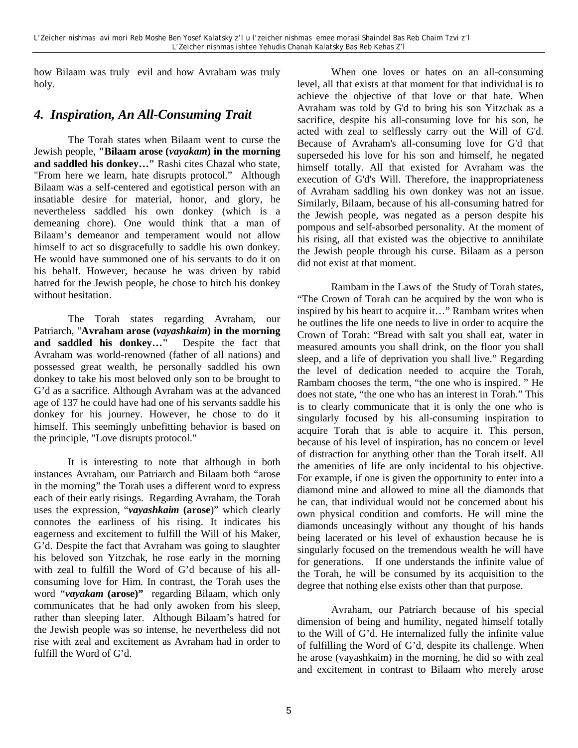how Bilaam was truly evil and how Avraham was truly holy.

## *4. Inspiration, An All-Consuming Trait*

The Torah states when Bilaam went to curse the Jewish people, **"Bilaam arose (*vayakam*) in the morning and saddled his donkey…"** Rashi cites Chazal who state, "From here we learn, hate disrupts protocol." Although Bilaam was a self-centered and egotistical person with an insatiable desire for material, honor, and glory, he nevertheless saddled his own donkey (which is a demeaning chore). One would think that a man of Bilaam's demeanor and temperament would not allow himself to act so disgracefully to saddle his own donkey. He would have summoned one of his servants to do it on his behalf. However, because he was driven by rabid hatred for the Jewish people, he chose to hitch his donkey without hesitation.

The Torah states regarding Avraham, our Patriarch, "**Avraham arose (*vayashkaim*) in the morning and saddled his donkey…"** Despite the fact that Avraham was world-renowned (father of all nations) and possessed great wealth, he personally saddled his own donkey to take his most beloved only son to be brought to G'd as a sacrifice. Although Avraham was at the advanced age of 137 he could have had one of his servants saddle his donkey for his journey. However, he chose to do it himself. This seemingly unbefitting behavior is based on the principle, "Love disrupts protocol."

It is interesting to note that although in both instances Avraham, our Patriarch and Bilaam both "arose in the morning" the Torah uses a different word to express each of their early risings. Regarding Avraham, the Torah uses the expression, "***vayashkaim* (arose**)" which clearly connotes the earliness of his rising. It indicates his eagerness and excitement to fulfill the Will of his Maker, G'd. Despite the fact that Avraham was going to slaughter his beloved son Yitzchak, he rose early in the morning with zeal to fulfill the Word of G'd because of his all-consuming love for Him. In contrast, the Torah uses the word "***vayakam* (arose)"** regarding Bilaam, which only communicates that he had only awoken from his sleep, rather than sleeping later. Although Bilaam's hatred for the Jewish people was so intense, he nevertheless did not rise with zeal and excitement as Avraham had in order to fulfill the Word of G'd.

When one loves or hates on an all-consuming level, all that exists at that moment for that individual is to achieve the objective of that love or that hate. When Avraham was told by G'd to bring his son Yitzchak as a sacrifice, despite his all-consuming love for his son, he acted with zeal to selflessly carry out the Will of G'd. Because of Avraham's all-consuming love for G'd that superseded his love for his son and himself, he negated himself totally. All that existed for Avraham was the execution of G'd's Will. Therefore, the inappropriateness of Avraham saddling his own donkey was not an issue. Similarly, Bilaam, because of his all-consuming hatred for the Jewish people, was negated as a person despite his pompous and self-absorbed personality. At the moment of his rising, all that existed was the objective to annihilate the Jewish people through his curse. Bilaam as a person did not exist at that moment.

Rambam in the Laws of the Study of Torah states, "The Crown of Torah can be acquired by the won who is inspired by his heart to acquire it…" Rambam writes when he outlines the life one needs to live in order to acquire the Crown of Torah: "Bread with salt you shall eat, water in measured amounts you shall drink, on the floor you shall sleep, and a life of deprivation you shall live." Regarding the level of dedication needed to acquire the Torah, Rambam chooses the term, "the one who is inspired. " He does not state, "the one who has an interest in Torah." This is to clearly communicate that it is only the one who is singularly focused by his all-consuming inspiration to acquire Torah that is able to acquire it. This person, because of his level of inspiration, has no concern or level of distraction for anything other than the Torah itself. All the amenities of life are only incidental to his objective. For example, if one is given the opportunity to enter into a diamond mine and allowed to mine all the diamonds that he can, that individual would not be concerned about his own physical condition and comforts. He will mine the diamonds unceasingly without any thought of his hands being lacerated or his level of exhaustion because he is singularly focused on the tremendous wealth he will have for generations. If one understands the infinite value of the Torah, he will be consumed by its acquisition to the degree that nothing else exists other than that purpose.

Avraham, our Patriarch because of his special dimension of being and humility, negated himself totally to the Will of G'd. He internalized fully the infinite value of fulfilling the Word of G'd, despite its challenge. When he arose (vayashkaim) in the morning, he did so with zeal and excitement in contrast to Bilaam who merely arose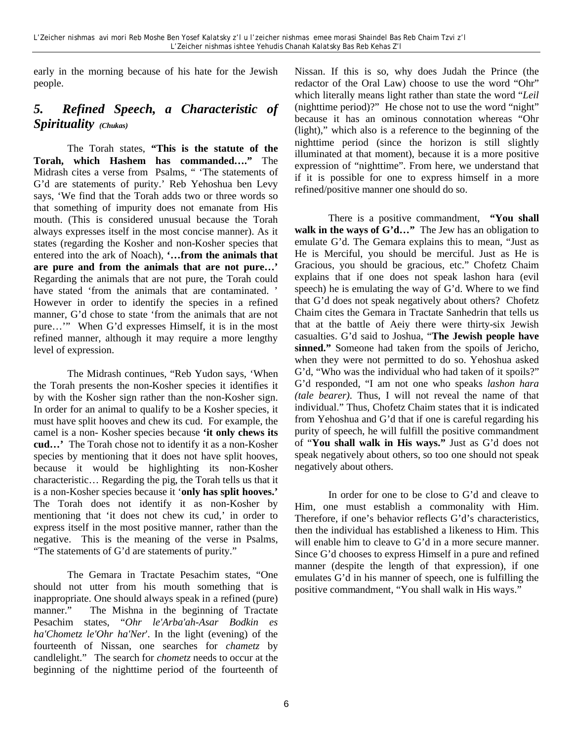early in the morning because of his hate for the Jewish people.

## *5. Refined Speech, a Characteristic of Spirituality* *(Chukas)*

The Torah states, **"This is the statute of the Torah, which Hashem has commanded…."** The Midrash cites a verse from Psalms, " 'The statements of G'd are statements of purity.' Reb Yehoshua ben Levy says, 'We find that the Torah adds two or three words so that something of impurity does not emanate from His mouth. (This is considered unusual because the Torah always expresses itself in the most concise manner). As it states (regarding the Kosher and non-Kosher species that entered into the ark of Noach), **'…from the animals that are pure and from the animals that are not pure…'** Regarding the animals that are not pure, the Torah could have stated 'from the animals that are contaminated. ' However in order to identify the species in a refined manner, G'd chose to state 'from the animals that are not pure…'" When G'd expresses Himself, it is in the most refined manner, although it may require a more lengthy level of expression.

The Midrash continues, "Reb Yudon says, 'When the Torah presents the non-Kosher species it identifies it by with the Kosher sign rather than the non-Kosher sign. In order for an animal to qualify to be a Kosher species, it must have split hooves and chew its cud. For example, the camel is a non- Kosher species because **'it only chews its cud…'** The Torah chose not to identify it as a non-Kosher species by mentioning that it does not have split hooves, because it would be highlighting its non-Kosher characteristic… Regarding the pig, the Torah tells us that it is a non-Kosher species because it '**only has split hooves.'** The Torah does not identify it as non-Kosher by mentioning that 'it does not chew its cud,' in order to express itself in the most positive manner, rather than the negative. This is the meaning of the verse in Psalms, "The statements of G'd are statements of purity."

The Gemara in Tractate Pesachim states, "One should not utter from his mouth something that is inappropriate. One should always speak in a refined (pure) manner." The Mishna in the beginning of Tractate Pesachim states, "*Ohr le'Arba'ah-Asar Bodkin es ha'Chometz le'Ohr ha'Ner*'. In the light (evening) of the fourteenth of Nissan, one searches for *chametz* by candlelight." The search for *chometz* needs to occur at the beginning of the nighttime period of the fourteenth of Nissan. If this is so, why does Judah the Prince (the redactor of the Oral Law) choose to use the word "Ohr" which literally means light rather than state the word "*Leil* (nighttime period)?" He chose not to use the word "night" because it has an ominous connotation whereas "Ohr (light)," which also is a reference to the beginning of the nighttime period (since the horizon is still slightly illuminated at that moment), because it is a more positive expression of "nighttime". From here, we understand that if it is possible for one to express himself in a more refined/positive manner one should do so.

There is a positive commandment, **"You shall walk in the ways of G'd…"** The Jew has an obligation to emulate G'd. The Gemara explains this to mean, "Just as He is Merciful, you should be merciful. Just as He is Gracious, you should be gracious, etc." Chofetz Chaim explains that if one does not speak lashon hara (evil speech) he is emulating the way of G'd. Where to we find that G'd does not speak negatively about others? Chofetz Chaim cites the Gemara in Tractate Sanhedrin that tells us that at the battle of Aeiy there were thirty-six Jewish casualties. G'd said to Joshua, "**The Jewish people have sinned."** Someone had taken from the spoils of Jericho, when they were not permitted to do so. Yehoshua asked G'd, "Who was the individual who had taken of it spoils?" G'd responded, "I am not one who speaks *lashon hara (tale bearer)*. Thus, I will not reveal the name of that individual." Thus, Chofetz Chaim states that it is indicated from Yehoshua and G'd that if one is careful regarding his purity of speech, he will fulfill the positive commandment of "**You shall walk in His ways."** Just as G'd does not speak negatively about others, so too one should not speak negatively about others.

In order for one to be close to G'd and cleave to Him, one must establish a commonality with Him. Therefore, if one's behavior reflects G'd's characteristics, then the individual has established a likeness to Him. This will enable him to cleave to G'd in a more secure manner. Since G'd chooses to express Himself in a pure and refined manner (despite the length of that expression), if one emulates G'd in his manner of speech, one is fulfilling the positive commandment, "You shall walk in His ways."